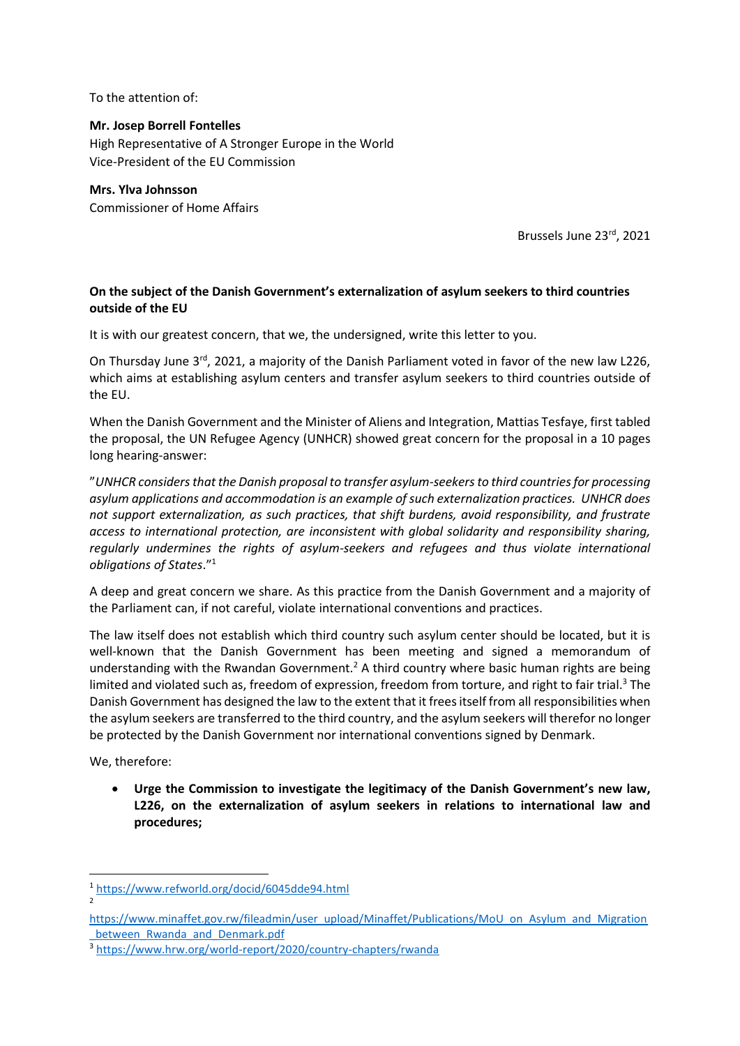To the attention of:

**Mr. Josep Borrell Fontelles**
High Representative of A Stronger Europe in the World
Vice-President of the EU Commission

**Mrs. Ylva Johnsson**
Commissioner of Home Affairs

Brussels June 23rd, 2021

**On the subject of the Danish Government's externalization of asylum seekers to third countries outside of the EU**

It is with our greatest concern, that we, the undersigned, write this letter to you.

On Thursday June 3rd, 2021, a majority of the Danish Parliament voted in favor of the new law L226, which aims at establishing asylum centers and transfer asylum seekers to third countries outside of the EU.

When the Danish Government and the Minister of Aliens and Integration, Mattias Tesfaye, first tabled the proposal, the UN Refugee Agency (UNHCR) showed great concern for the proposal in a 10 pages long hearing-answer:

"*UNHCR considers that the Danish proposal to transfer asylum-seekers to third countries for processing asylum applications and accommodation is an example of such externalization practices. UNHCR does not support externalization, as such practices, that shift burdens, avoid responsibility, and frustrate access to international protection, are inconsistent with global solidarity and responsibility sharing, regularly undermines the rights of asylum-seekers and refugees and thus violate international obligations of States*."[1]

A deep and great concern we share. As this practice from the Danish Government and a majority of the Parliament can, if not careful, violate international conventions and practices.

The law itself does not establish which third country such asylum center should be located, but it is well-known that the Danish Government has been meeting and signed a memorandum of understanding with the Rwandan Government.[2] A third country where basic human rights are being limited and violated such as, freedom of expression, freedom from torture, and right to fair trial.[3] The Danish Government has designed the law to the extent that it frees itself from all responsibilities when the asylum seekers are transferred to the third country, and the asylum seekers will therefor no longer be protected by the Danish Government nor international conventions signed by Denmark.

We, therefore:

- **Urge the Commission to investigate the legitimacy of the Danish Government's new law, L226, on the externalization of asylum seekers in relations to international law and procedures;**

---

[1] https://www.refworld.org/docid/6045dde94.html

[2] https://www.minaffet.gov.rw/fileadmin/user_upload/Minaffet/Publications/MoU_on_Asylum_and_Migration_between_Rwanda_and_Denmark.pdf

[3] https://www.hrw.org/world-report/2020/country-chapters/rwanda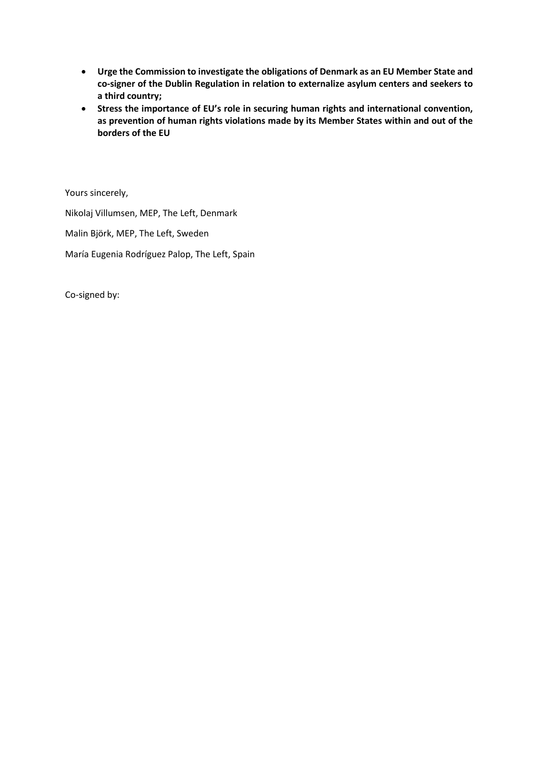- **Urge the Commission to investigate the obligations of Denmark as an EU Member State and co-signer of the Dublin Regulation in relation to externalize asylum centers and seekers to a third country;**
- **Stress the importance of EU's role in securing human rights and international convention, as prevention of human rights violations made by its Member States within and out of the borders of the EU**

Yours sincerely,

Nikolaj Villumsen, MEP, The Left, Denmark

Malin Björk, MEP, The Left, Sweden

María Eugenia Rodríguez Palop, The Left, Spain

Co-signed by: